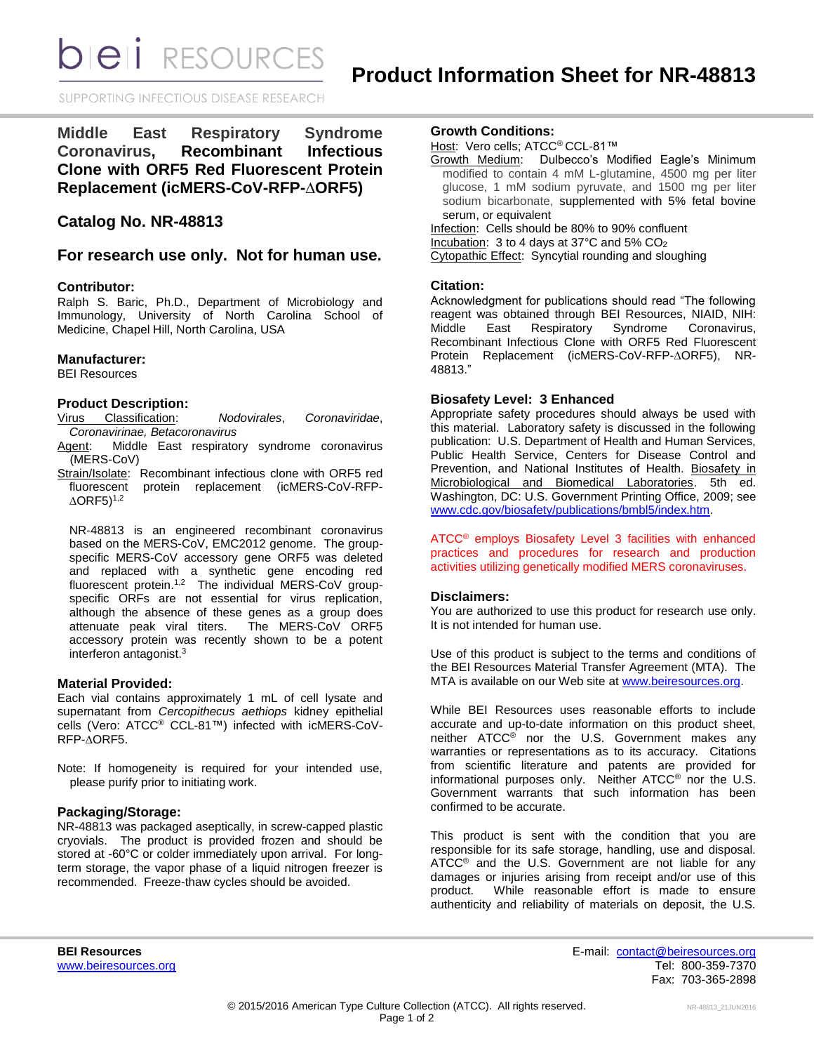# Product Information Sheet for NR-48813

## Middle East Respiratory Syndrome Coronavirus, Recombinant Infectious Clone with ORF5 Red Fluorescent Protein Replacement (icMERS-CoV-RFP-ΔORF5)

## Catalog No. NR-48813

## For research use only. Not for human use.

### Contributor:

Ralph S. Baric, Ph.D., Department of Microbiology and Immunology, University of North Carolina School of Medicine, Chapel Hill, North Carolina, USA

### Manufacturer:

BEI Resources

### Product Description:

Virus Classification: *Nodovirales*, *Coronaviridae*, *Coronavirinae, Betacoronavirus*

Agent: Middle East respiratory syndrome coronavirus (MERS-CoV)

Strain/Isolate: Recombinant infectious clone with ORF5 red fluorescent protein replacement (icMERS-CoV-RFP-ΔORF5)[1,2]

NR-48813 is an engineered recombinant coronavirus based on the MERS-CoV, EMC2012 genome. The group-specific MERS-CoV accessory gene ORF5 was deleted and replaced with a synthetic gene encoding red fluorescent protein.[1,2] The individual MERS-CoV group-specific ORFs are not essential for virus replication, although the absence of these genes as a group does attenuate peak viral titers. The MERS-CoV ORF5 accessory protein was recently shown to be a potent interferon antagonist.[3]

### Material Provided:

Each vial contains approximately 1 mL of cell lysate and supernatant from *Cercopithecus aethiops* kidney epithelial cells (Vero: ATCC® CCL-81™) infected with icMERS-CoV-RFP-ΔORF5.

Note: If homogeneity is required for your intended use, please purify prior to initiating work.

### Packaging/Storage:

NR-48813 was packaged aseptically, in screw-capped plastic cryovials. The product is provided frozen and should be stored at -60°C or colder immediately upon arrival. For long-term storage, the vapor phase of a liquid nitrogen freezer is recommended. Freeze-thaw cycles should be avoided.

### Growth Conditions:

Host: Vero cells; ATCC® CCL-81™

Growth Medium: Dulbecco's Modified Eagle's Minimum modified to contain 4 mM L-glutamine, 4500 mg per liter glucose, 1 mM sodium pyruvate, and 1500 mg per liter sodium bicarbonate, supplemented with 5% fetal bovine serum, or equivalent

Infection: Cells should be 80% to 90% confluent

Incubation: 3 to 4 days at 37°C and 5% $CO_2$

Cytopathic Effect: Syncytial rounding and sloughing

### Citation:

Acknowledgment for publications should read "The following reagent was obtained through BEI Resources, NIAID, NIH: Middle East Respiratory Syndrome Coronavirus, Recombinant Infectious Clone with ORF5 Red Fluorescent Protein Replacement (icMERS-CoV-RFP-ΔORF5), NR-48813."

### Biosafety Level: 3 Enhanced

Appropriate safety procedures should always be used with this material. Laboratory safety is discussed in the following publication: U.S. Department of Health and Human Services, Public Health Service, Centers for Disease Control and Prevention, and National Institutes of Health. Biosafety in Microbiological and Biomedical Laboratories. 5th ed. Washington, DC: U.S. Government Printing Office, 2009; see www.cdc.gov/biosafety/publications/bmbl5/index.htm.

ATCC® employs Biosafety Level 3 facilities with enhanced practices and procedures for research and production activities utilizing genetically modified MERS coronaviruses.

### Disclaimers:

You are authorized to use this product for research use only. It is not intended for human use.

Use of this product is subject to the terms and conditions of the BEI Resources Material Transfer Agreement (MTA). The MTA is available on our Web site at www.beiresources.org.

While BEI Resources uses reasonable efforts to include accurate and up-to-date information on this product sheet, neither ATCC® nor the U.S. Government makes any warranties or representations as to its accuracy. Citations from scientific literature and patents are provided for informational purposes only. Neither ATCC® nor the U.S. Government warrants that such information has been confirmed to be accurate.

This product is sent with the condition that you are responsible for its safe storage, handling, use and disposal. ATCC® and the U.S. Government are not liable for any damages or injuries arising from receipt and/or use of this product. While reasonable effort is made to ensure authenticity and reliability of materials on deposit, the U.S.

**BEI Resources**
www.beiresources.org

E-mail: contact@beiresources.org
Tel: 800-359-7370
Fax: 703-365-2898

© 2015/2016 American Type Culture Collection (ATCC). All rights reserved.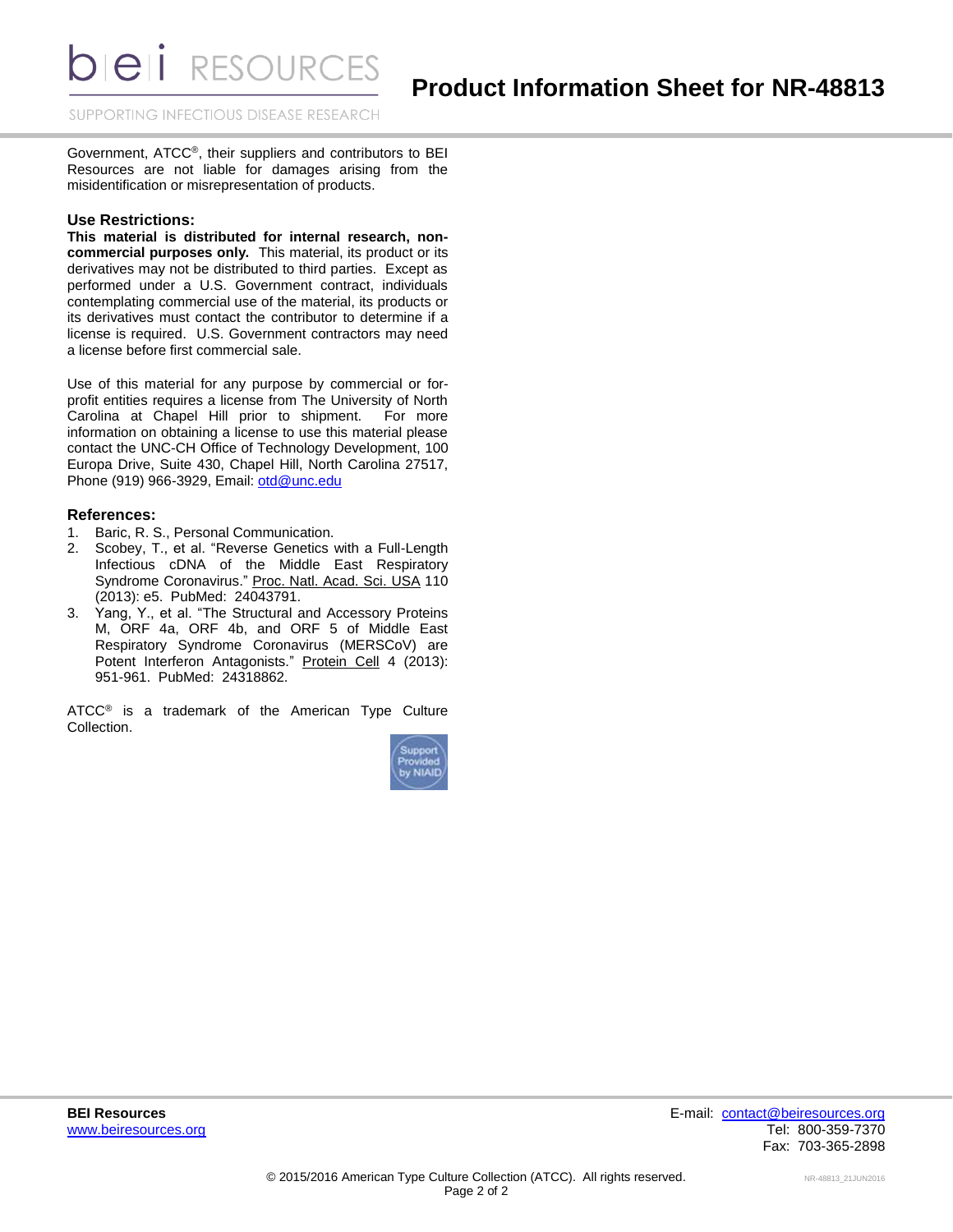Government, ATCC®, their suppliers and contributors to BEI Resources are not liable for damages arising from the misidentification or misrepresentation of products.

### Use Restrictions:

**This material is distributed for internal research, non-commercial purposes only.** This material, its product or its derivatives may not be distributed to third parties. Except as performed under a U.S. Government contract, individuals contemplating commercial use of the material, its products or its derivatives must contact the contributor to determine if a license is required. U.S. Government contractors may need a license before first commercial sale.

Use of this material for any purpose by commercial or for-profit entities requires a license from The University of North Carolina at Chapel Hill prior to shipment. For more information on obtaining a license to use this material please contact the UNC-CH Office of Technology Development, 100 Europa Drive, Suite 430, Chapel Hill, North Carolina 27517, Phone (919) 966-3929, Email: otd@unc.edu

### References:

1. Baric, R. S., Personal Communication.
2. Scobey, T., et al. "Reverse Genetics with a Full-Length Infectious cDNA of the Middle East Respiratory Syndrome Coronavirus." Proc. Natl. Acad. Sci. USA 110 (2013): e5. PubMed: 24043791.
3. Yang, Y., et al. "The Structural and Accessory Proteins M, ORF 4a, ORF 4b, and ORF 5 of Middle East Respiratory Syndrome Coronavirus (MERSCoV) are Potent Interferon Antagonists." Protein Cell 4 (2013): 951-961. PubMed: 24318862.

ATCC® is a trademark of the American Type Culture Collection.

Support Provided by NIAID